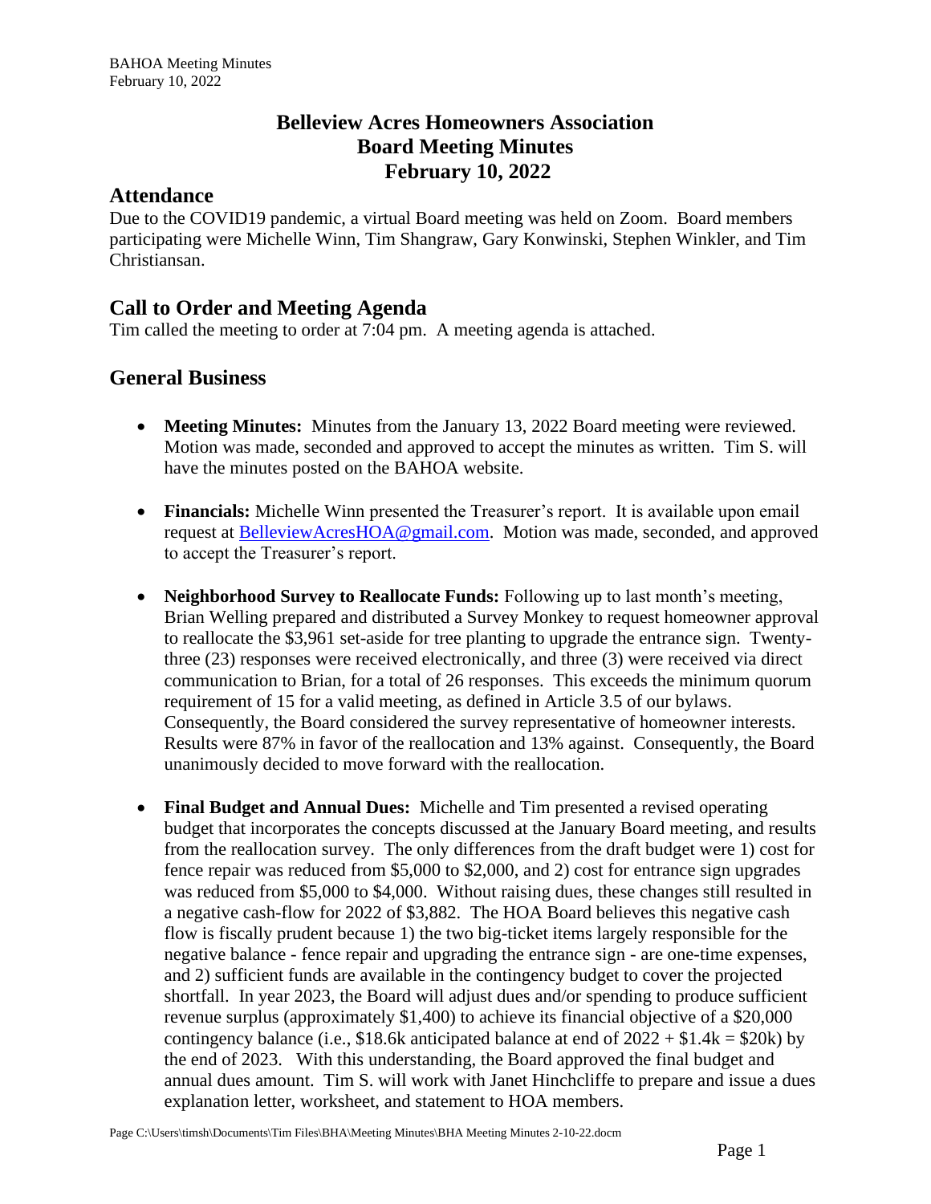# Belleview Acres Homeowners Association Board Meeting Minutes February 10, 2022

## Attendance

Due to the COVID19 pandemic, a virtual Board meeting was held on Zoom. Board members participating were Michelle Winn, Tim Shangraw, Gary Konwinski, Stephen Winkler, and Tim Christiansan.

## Call to Order and Meeting Agenda

Tim called the meeting to order at 7:04 pm. A meeting agenda is attached.

## General Business

- **Meeting Minutes:** Minutes from the January 13, 2022 Board meeting were reviewed. Motion was made, seconded and approved to accept the minutes as written. Tim S. will have the minutes posted on the BAHOA website.

- **Financials:** Michelle Winn presented the Treasurer's report. It is available upon email request at BelleviewAcresHOA@gmail.com. Motion was made, seconded, and approved to accept the Treasurer's report.

- **Neighborhood Survey to Reallocate Funds:** Following up to last month's meeting, Brian Welling prepared and distributed a Survey Monkey to request homeowner approval to reallocate the $3,961 set-aside for tree planting to upgrade the entrance sign. Twenty-three (23) responses were received electronically, and three (3) were received via direct communication to Brian, for a total of 26 responses. This exceeds the minimum quorum requirement of 15 for a valid meeting, as defined in Article 3.5 of our bylaws. Consequently, the Board considered the survey representative of homeowner interests. Results were 87% in favor of the reallocation and 13% against. Consequently, the Board unanimously decided to move forward with the reallocation.

- **Final Budget and Annual Dues:** Michelle and Tim presented a revised operating budget that incorporates the concepts discussed at the January Board meeting, and results from the reallocation survey. The only differences from the draft budget were 1) cost for fence repair was reduced from $5,000 to $2,000, and 2) cost for entrance sign upgrades was reduced from $5,000 to $4,000. Without raising dues, these changes still resulted in a negative cash-flow for 2022 of $3,882. The HOA Board believes this negative cash flow is fiscally prudent because 1) the two big-ticket items largely responsible for the negative balance - fence repair and upgrading the entrance sign - are one-time expenses, and 2) sufficient funds are available in the contingency budget to cover the projected shortfall. In year 2023, the Board will adjust dues and/or spending to produce sufficient revenue surplus (approximately $1,400) to achieve its financial objective of a $20,000 contingency balance (i.e., $18.6k anticipated balance at end of 2022 + $1.4k = $20k) by the end of 2023. With this understanding, the Board approved the final budget and annual dues amount. Tim S. will work with Janet Hinchcliffe to prepare and issue a dues explanation letter, worksheet, and statement to HOA members.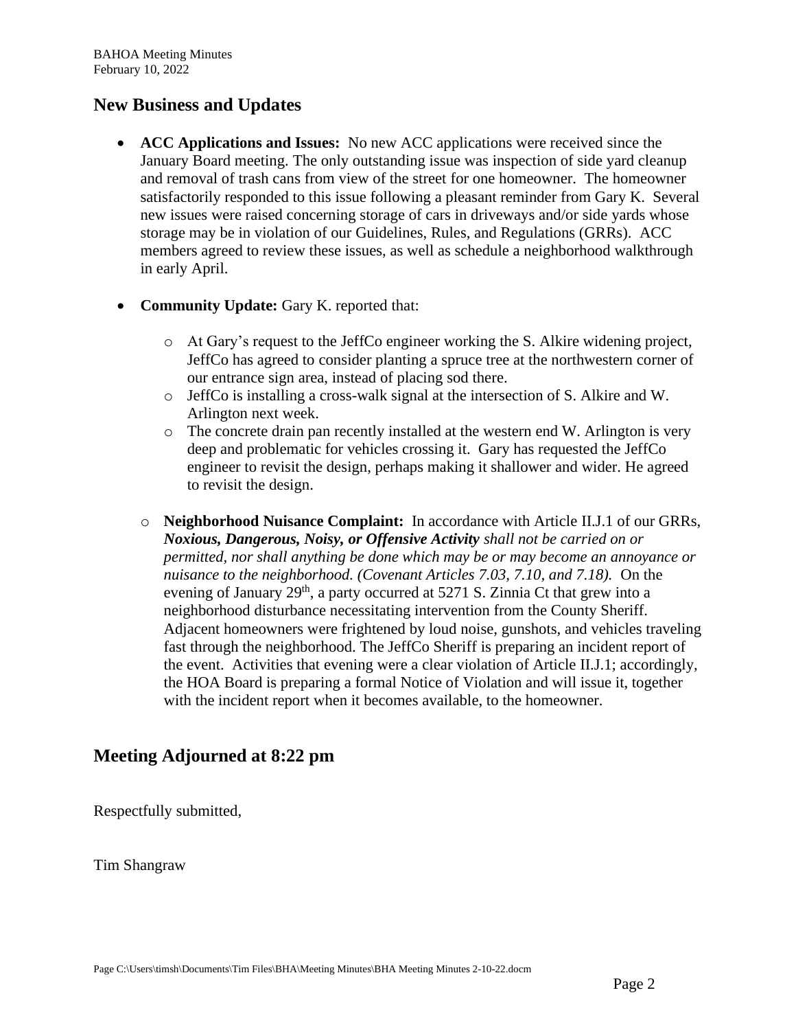## New Business and Updates

- **ACC Applications and Issues:** No new ACC applications were received since the January Board meeting. The only outstanding issue was inspection of side yard cleanup and removal of trash cans from view of the street for one homeowner. The homeowner satisfactorily responded to this issue following a pleasant reminder from Gary K. Several new issues were raised concerning storage of cars in driveways and/or side yards whose storage may be in violation of our Guidelines, Rules, and Regulations (GRRs). ACC members agreed to review these issues, as well as schedule a neighborhood walkthrough in early April.

- **Community Update:** Gary K. reported that:

  - At Gary's request to the JeffCo engineer working the S. Alkire widening project, JeffCo has agreed to consider planting a spruce tree at the northwestern corner of our entrance sign area, instead of placing sod there.
  - JeffCo is installing a cross-walk signal at the intersection of S. Alkire and W. Arlington next week.
  - The concrete drain pan recently installed at the western end W. Arlington is very deep and problematic for vehicles crossing it. Gary has requested the JeffCo engineer to revisit the design, perhaps making it shallower and wider. He agreed to revisit the design.

  - **Neighborhood Nuisance Complaint:** In accordance with Article II.J.1 of our GRRs, ***Noxious, Dangerous, Noisy, or Offensive Activity*** *shall not be carried on or permitted, nor shall anything be done which may be or may become an annoyance or nuisance to the neighborhood. (Covenant Articles 7.03, 7.10, and 7.18).* On the evening of January 29th, a party occurred at 5271 S. Zinnia Ct that grew into a neighborhood disturbance necessitating intervention from the County Sheriff. Adjacent homeowners were frightened by loud noise, gunshots, and vehicles traveling fast through the neighborhood. The JeffCo Sheriff is preparing an incident report of the event. Activities that evening were a clear violation of Article II.J.1; accordingly, the HOA Board is preparing a formal Notice of Violation and will issue it, together with the incident report when it becomes available, to the homeowner.

## Meeting Adjourned at 8:22 pm

Respectfully submitted,

Tim Shangraw